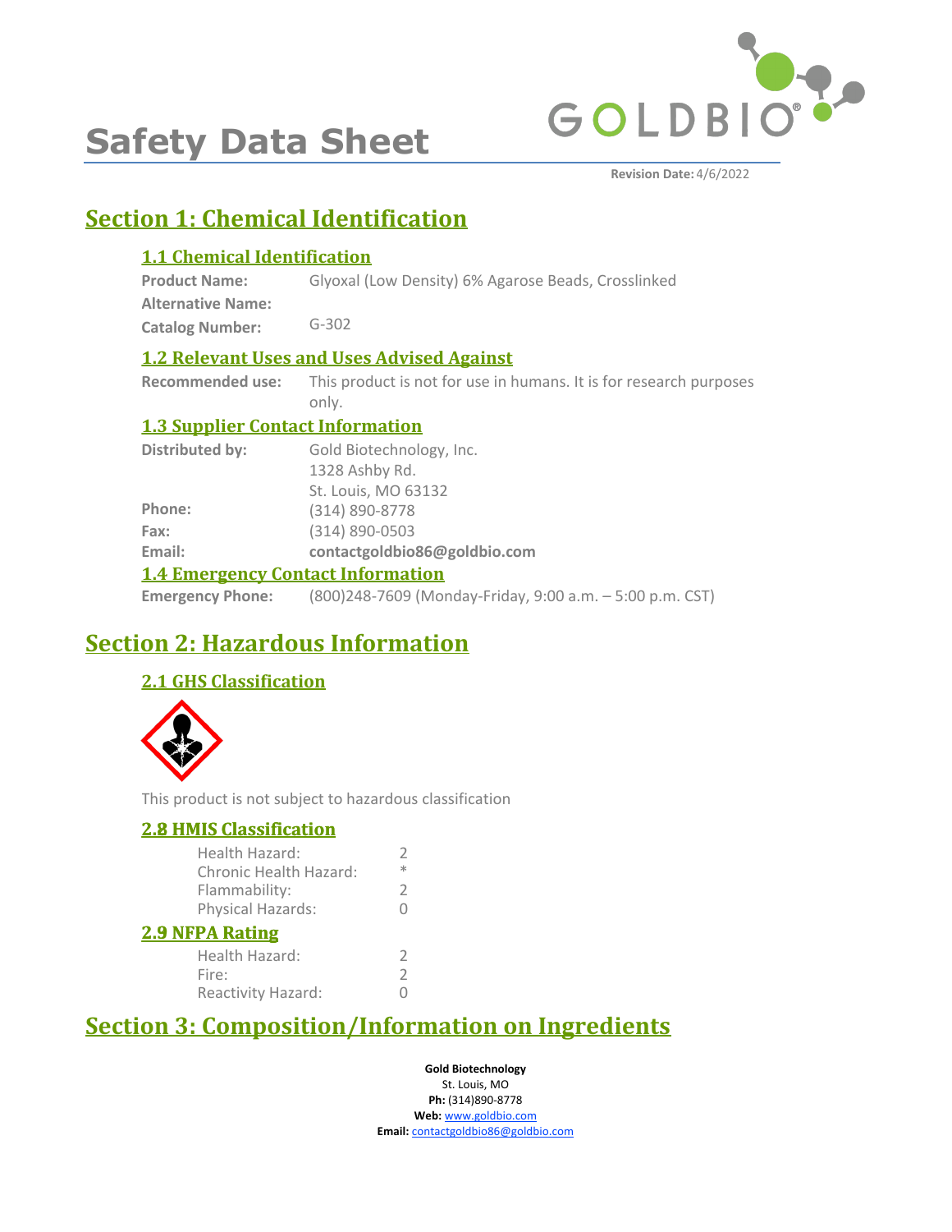# Safety Data Sheet

**Revision Date:** 4/6/2022

## Section 1: Chemical Identification

### 1.1 Chemical Identification

**Product Name:** Glyoxal (Low Density) 6% Agarose Beads, Crosslinked

**Alternative Name:**

**Catalog Number:** G-302

### 1.2 Relevant Uses and Uses Advised Against

**Recommended use:** This product is not for use in humans. It is for research purposes only.

### 1.3 Supplier Contact Information

**Distributed by:** Gold Biotechnology, Inc.
1328 Ashby Rd.
St. Louis, MO 63132

**Phone:** (314) 890-8778

**Fax:** (314) 890-0503

**Email:** **contactgoldbio86@goldbio.com**

### 1.4 Emergency Contact Information

**Emergency Phone:** (800)248-7609 (Monday-Friday, 9:00 a.m. – 5:00 p.m. CST)

## Section 2: Hazardous Information

### 2.1 GHS Classification

This product is not subject to hazardous classification

### 2.8 HMIS Classification

| | |
|---|---|
| Health Hazard: | 2 |
| Chronic Health Hazard: | * |
| Flammability: | 2 |
| Physical Hazards: | 0 |

### 2.9 NFPA Rating

| | |
|---|---|
| Health Hazard: | 2 |
| Fire: | 2 |
| Reactivity Hazard: | 0 |

## Section 3: Composition/Information on Ingredients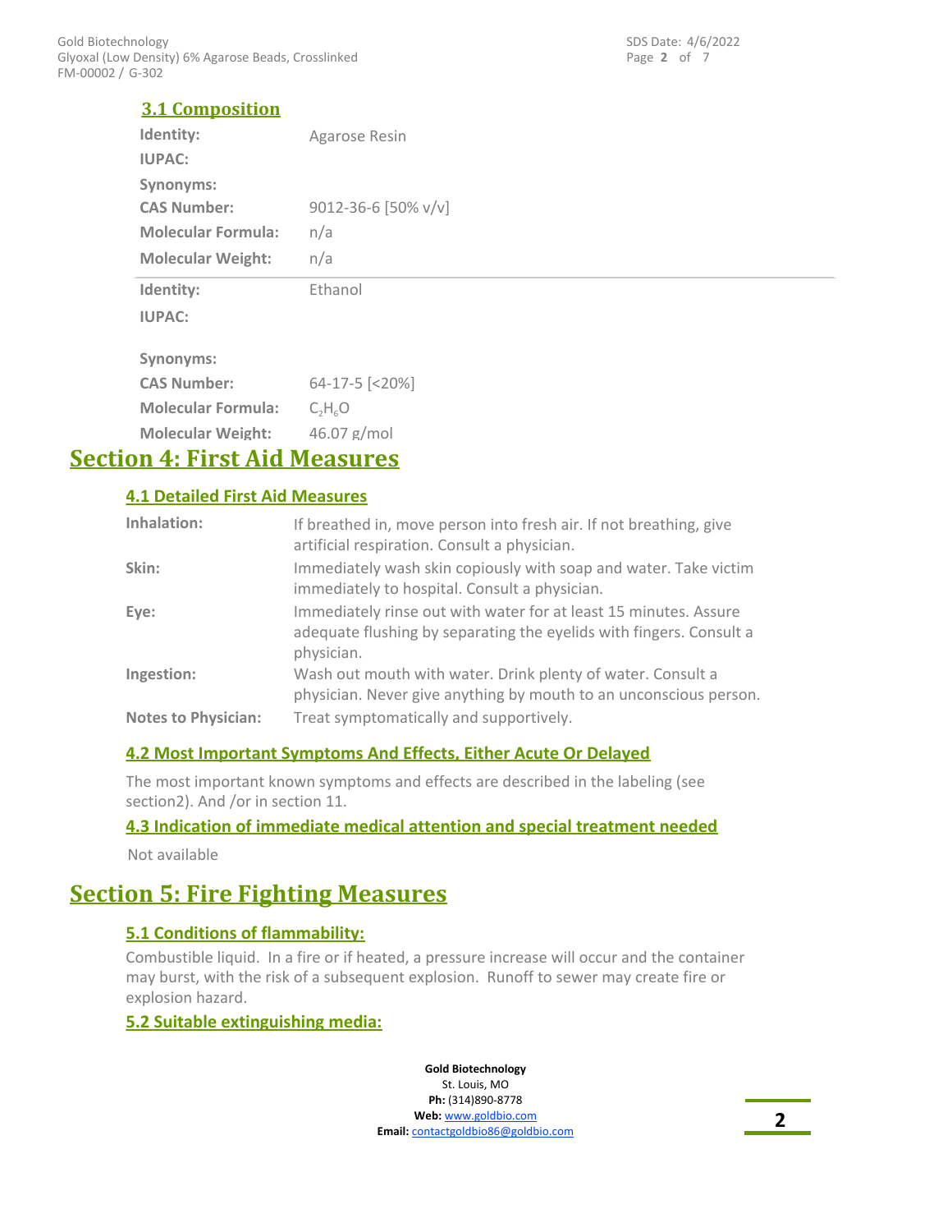### 3.1 Composition

| | |
|---|---|
| **Identity:** | Agarose Resin |
| **IUPAC:** | |
| **Synonyms:** | |
| **CAS Number:** | 9012-36-6 [50% v/v] |
| **Molecular Formula:** | n/a |
| **Molecular Weight:** | n/a |

| | |
|---|---|
| **Identity:** | Ethanol |
| **IUPAC:** | |
| **Synonyms:** | |
| **CAS Number:** | 64-17-5 [<20%] |
| **Molecular Formula:** | $C_2H_6O$ |
| **Molecular Weight:** | 46.07 g/mol |

## Section 4: First Aid Measures

### 4.1 Detailed First Aid Measures

| | |
|---|---|
| **Inhalation:** | If breathed in, move person into fresh air. If not breathing, give artificial respiration. Consult a physician. |
| **Skin:** | Immediately wash skin copiously with soap and water. Take victim immediately to hospital. Consult a physician. |
| **Eye:** | Immediately rinse out with water for at least 15 minutes. Assure adequate flushing by separating the eyelids with fingers. Consult a physician. |
| **Ingestion:** | Wash out mouth with water. Drink plenty of water. Consult a physician. Never give anything by mouth to an unconscious person. |
| **Notes to Physician:** | Treat symptomatically and supportively. |

### 4.2 Most Important Symptoms And Effects, Either Acute Or Delayed

The most important known symptoms and effects are described in the labeling (see section2). And /or in section 11.

### 4.3 Indication of immediate medical attention and special treatment needed

Not available

## Section 5: Fire Fighting Measures

### 5.1 Conditions of flammability:

Combustible liquid. In a fire or if heated, a pressure increase will occur and the container may burst, with the risk of a subsequent explosion. Runoff to sewer may create fire or explosion hazard.

### 5.2 Suitable extinguishing media: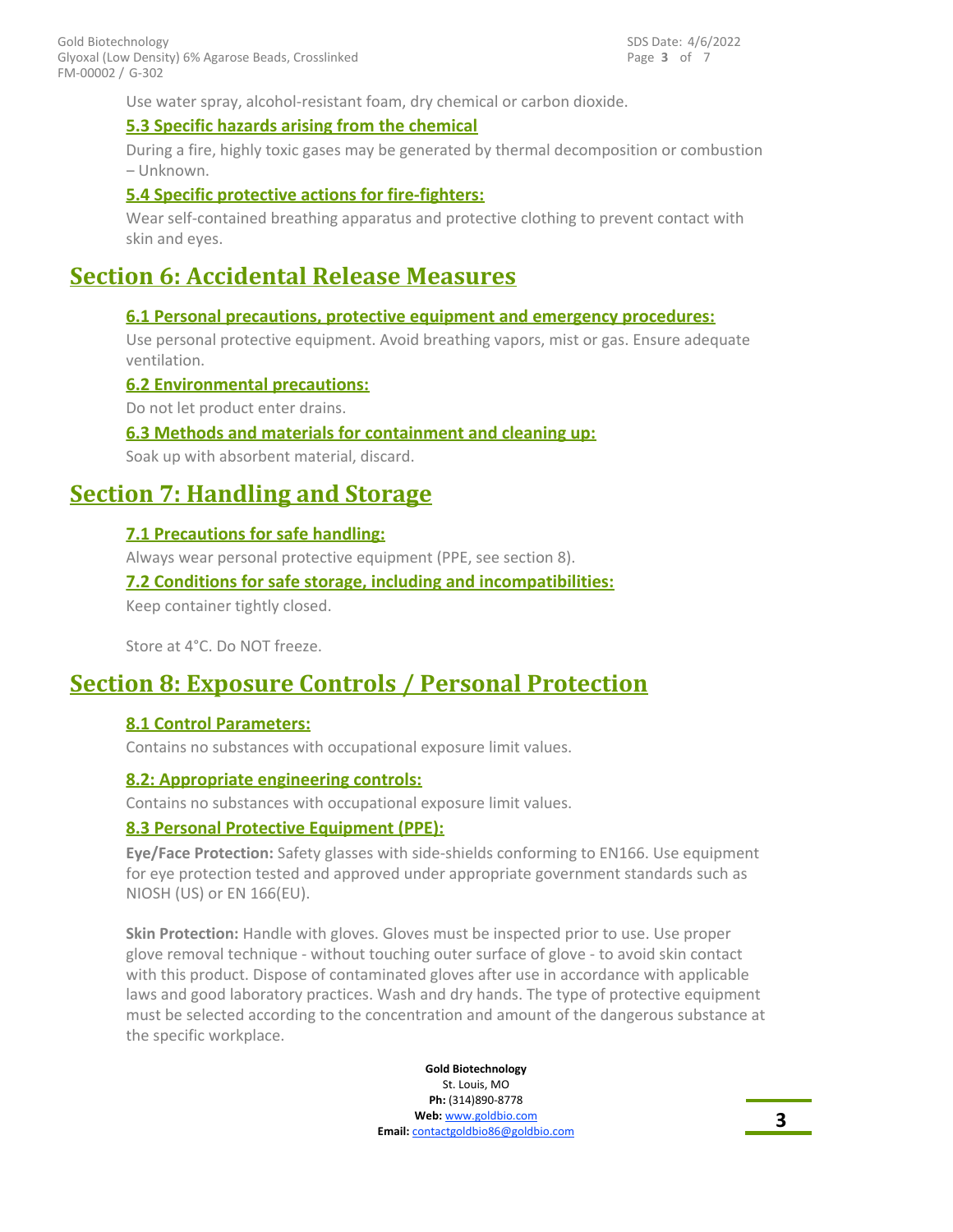Use water spray, alcohol-resistant foam, dry chemical or carbon dioxide.

### 5.3 Specific hazards arising from the chemical

During a fire, highly toxic gases may be generated by thermal decomposition or combustion – Unknown.

### 5.4 Specific protective actions for fire-fighters:

Wear self-contained breathing apparatus and protective clothing to prevent contact with skin and eyes.

## Section 6: Accidental Release Measures

### 6.1 Personal precautions, protective equipment and emergency procedures:

Use personal protective equipment. Avoid breathing vapors, mist or gas. Ensure adequate ventilation.

### 6.2 Environmental precautions:

Do not let product enter drains.

### 6.3 Methods and materials for containment and cleaning up:

Soak up with absorbent material, discard.

## Section 7: Handling and Storage

### 7.1 Precautions for safe handling:

Always wear personal protective equipment (PPE, see section 8).

### 7.2 Conditions for safe storage, including and incompatibilities:

Keep container tightly closed.

Store at 4°C. Do NOT freeze.

## Section 8: Exposure Controls / Personal Protection

### 8.1 Control Parameters:

Contains no substances with occupational exposure limit values.

### 8.2: Appropriate engineering controls:

Contains no substances with occupational exposure limit values.

### 8.3 Personal Protective Equipment (PPE):

**Eye/Face Protection:** Safety glasses with side-shields conforming to EN166. Use equipment for eye protection tested and approved under appropriate government standards such as NIOSH (US) or EN 166(EU).

**Skin Protection:** Handle with gloves. Gloves must be inspected prior to use. Use proper glove removal technique - without touching outer surface of glove - to avoid skin contact with this product. Dispose of contaminated gloves after use in accordance with applicable laws and good laboratory practices. Wash and dry hands. The type of protective equipment must be selected according to the concentration and amount of the dangerous substance at the specific workplace.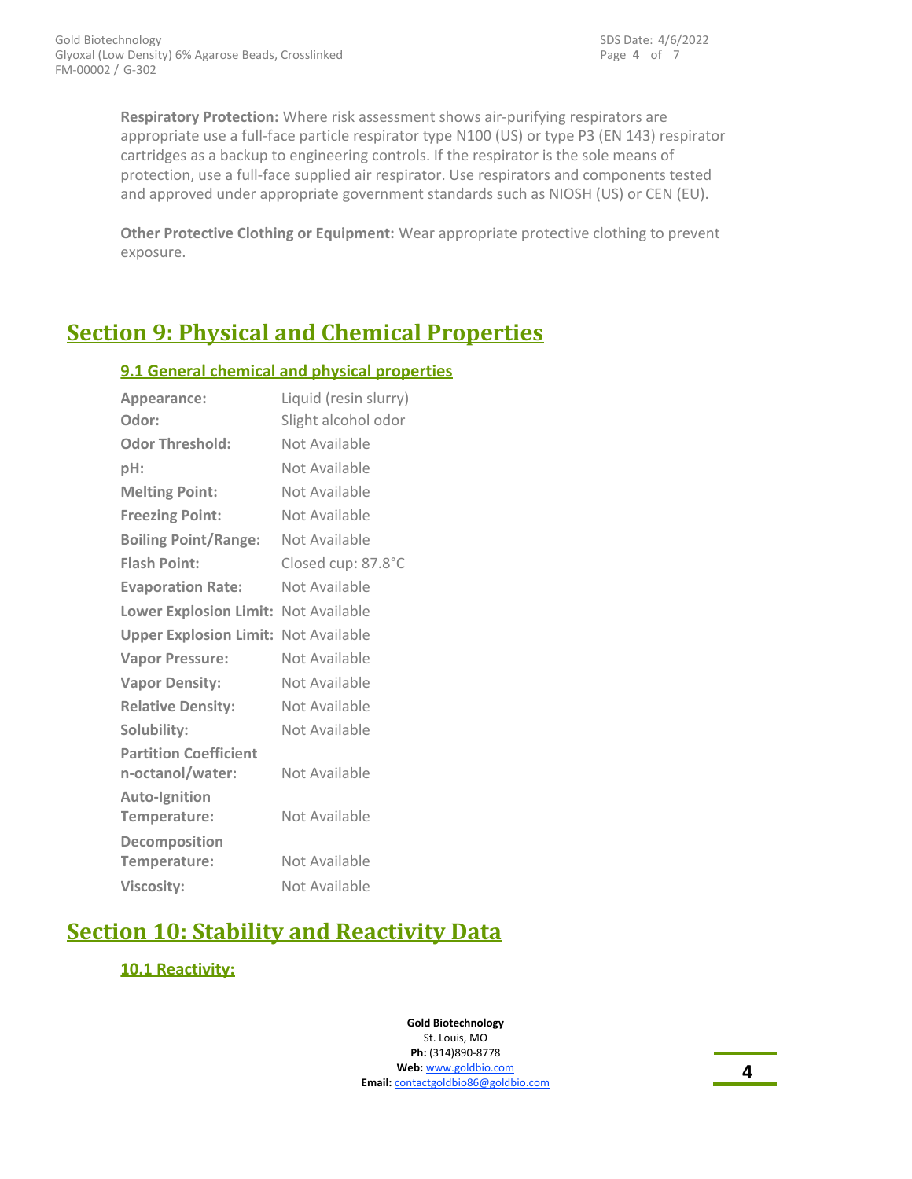**Respiratory Protection:** Where risk assessment shows air-purifying respirators are appropriate use a full-face particle respirator type N100 (US) or type P3 (EN 143) respirator cartridges as a backup to engineering controls. If the respirator is the sole means of protection, use a full-face supplied air respirator. Use respirators and components tested and approved under appropriate government standards such as NIOSH (US) or CEN (EU).

**Other Protective Clothing or Equipment:** Wear appropriate protective clothing to prevent exposure.

# Section 9: Physical and Chemical Properties

## 9.1 General chemical and physical properties

| | |
|---|---|
| **Appearance:** | Liquid (resin slurry) |
| **Odor:** | Slight alcohol odor |
| **Odor Threshold:** | Not Available |
| **pH:** | Not Available |
| **Melting Point:** | Not Available |
| **Freezing Point:** | Not Available |
| **Boiling Point/Range:** | Not Available |
| **Flash Point:** | Closed cup: 87.8°C |
| **Evaporation Rate:** | Not Available |
| **Lower Explosion Limit:** | Not Available |
| **Upper Explosion Limit:** | Not Available |
| **Vapor Pressure:** | Not Available |
| **Vapor Density:** | Not Available |
| **Relative Density:** | Not Available |
| **Solubility:** | Not Available |
| **Partition Coefficient n-octanol/water:** | Not Available |
| **Auto-Ignition Temperature:** | Not Available |
| **Decomposition Temperature:** | Not Available |
| **Viscosity:** | Not Available |

# Section 10: Stability and Reactivity Data

## 10.1 Reactivity: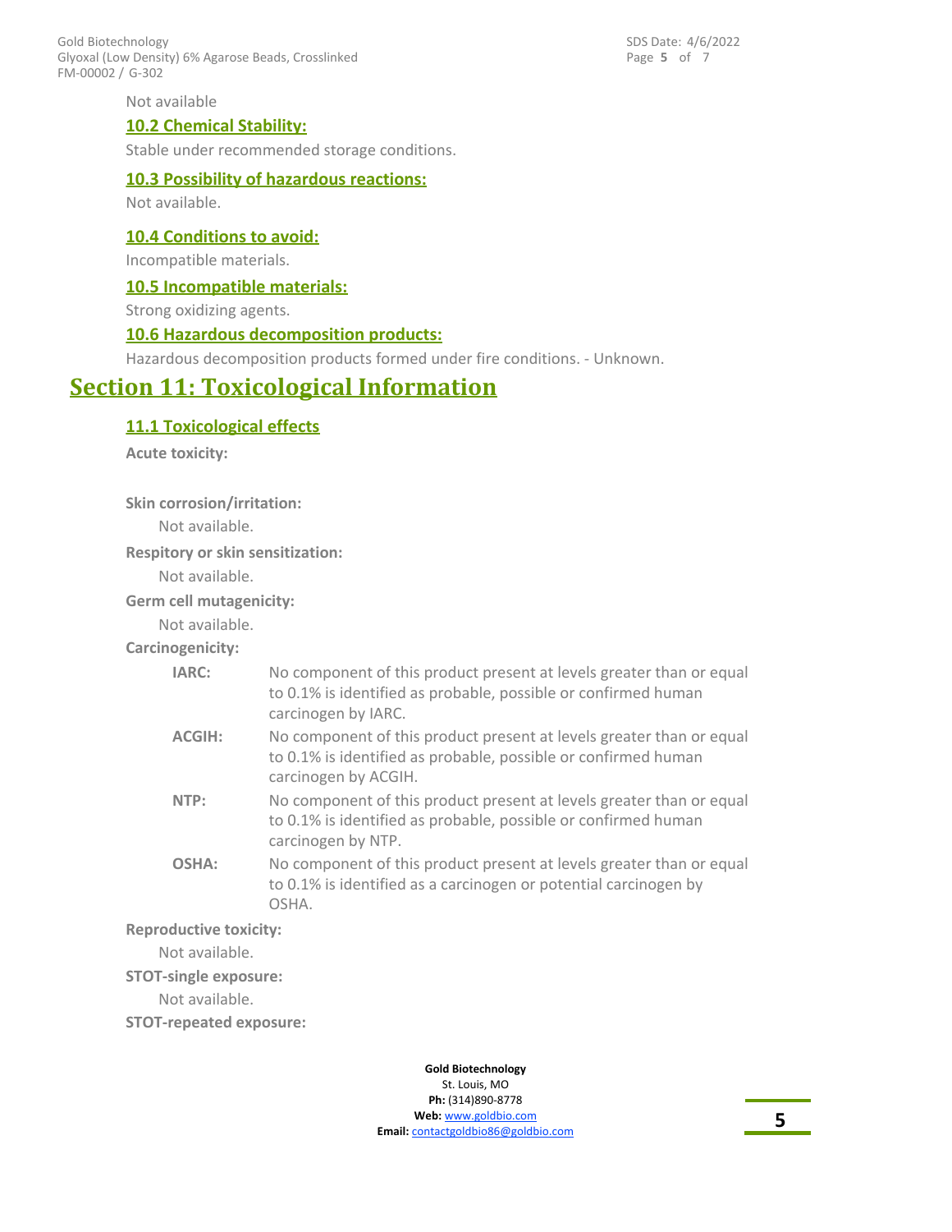Not available

### 10.2 Chemical Stability:

Stable under recommended storage conditions.

### 10.3 Possibility of hazardous reactions:

Not available.

### 10.4 Conditions to avoid:

Incompatible materials.

### 10.5 Incompatible materials:

Strong oxidizing agents.

### 10.6 Hazardous decomposition products:

Hazardous decomposition products formed under fire conditions. - Unknown.

## Section 11: Toxicological Information

### 11.1 Toxicological effects

**Acute toxicity:**

**Skin corrosion/irritation:**

Not available.

**Respitory or skin sensitization:**

Not available.

**Germ cell mutagenicity:**

Not available.

**Carcinogenicity:**

| | |
|---|---|
| **IARC:** | No component of this product present at levels greater than or equal to 0.1% is identified as probable, possible or confirmed human carcinogen by IARC. |
| **ACGIH:** | No component of this product present at levels greater than or equal to 0.1% is identified as probable, possible or confirmed human carcinogen by ACGIH. |
| **NTP:** | No component of this product present at levels greater than or equal to 0.1% is identified as probable, possible or confirmed human carcinogen by NTP. |
| **OSHA:** | No component of this product present at levels greater than or equal to 0.1% is identified as a carcinogen or potential carcinogen by OSHA. |

**Reproductive toxicity:**

Not available.

**STOT-single exposure:**

Not available.

**STOT-repeated exposure:**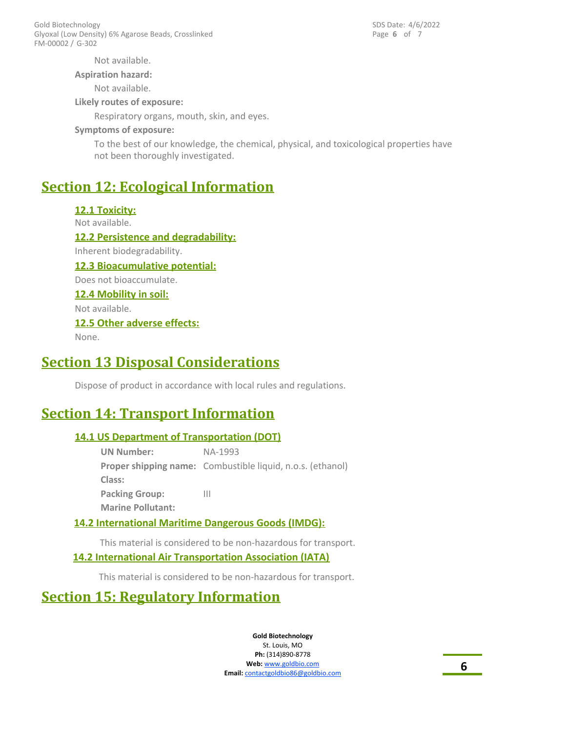Not available.

**Aspiration hazard:**

Not available.

**Likely routes of exposure:**

Respiratory organs, mouth, skin, and eyes.

**Symptoms of exposure:**

To the best of our knowledge, the chemical, physical, and toxicological properties have not been thoroughly investigated.

# Section 12: Ecological Information

### 12.1 Toxicity:

Not available.

### 12.2 Persistence and degradability:

Inherent biodegradability.

### 12.3 Bioacumulative potential:

Does not bioaccumulate.

### 12.4 Mobility in soil:

Not available.

### 12.5 Other adverse effects:

None.

# Section 13 Disposal Considerations

Dispose of product in accordance with local rules and regulations.

# Section 14: Transport Information

### 14.1 US Department of Transportation (DOT)

**UN Number:** NA-1993

**Proper shipping name:** Combustible liquid, n.o.s. (ethanol)

**Class:**

**Packing Group:** III

**Marine Pollutant:**

### 14.2 International Maritime Dangerous Goods (IMDG):

This material is considered to be non-hazardous for transport.

### 14.2 International Air Transportation Association (IATA)

This material is considered to be non-hazardous for transport.

# Section 15: Regulatory Information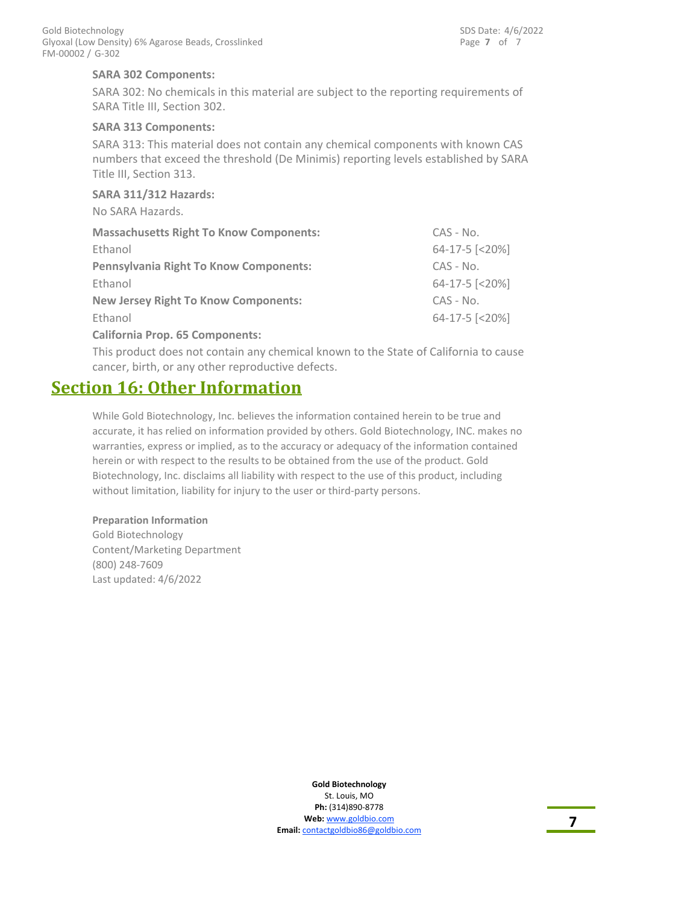**SARA 302 Components:**

SARA 302: No chemicals in this material are subject to the reporting requirements of SARA Title III, Section 302.

**SARA 313 Components:**

SARA 313: This material does not contain any chemical components with known CAS numbers that exceed the threshold (De Minimis) reporting levels established by SARA Title III, Section 313.

**SARA 311/312 Hazards:**

No SARA Hazards.

| | |
|---|---|
| **Massachusetts Right To Know Components:** | CAS - No. |
| Ethanol | 64-17-5 [<20%] |
| **Pennsylvania Right To Know Components:** | CAS - No. |
| Ethanol | 64-17-5 [<20%] |
| **New Jersey Right To Know Components:** | CAS - No. |
| Ethanol | 64-17-5 [<20%] |

**California Prop. 65 Components:**

This product does not contain any chemical known to the State of California to cause cancer, birth, or any other reproductive defects.

## Section 16: Other Information

While Gold Biotechnology, Inc. believes the information contained herein to be true and accurate, it has relied on information provided by others. Gold Biotechnology, INC. makes no warranties, express or implied, as to the accuracy or adequacy of the information contained herein or with respect to the results to be obtained from the use of the product. Gold Biotechnology, Inc. disclaims all liability with respect to the use of this product, including without limitation, liability for injury to the user or third-party persons.

**Preparation Information**
Gold Biotechnology
Content/Marketing Department
(800) 248-7609
Last updated: 4/6/2022